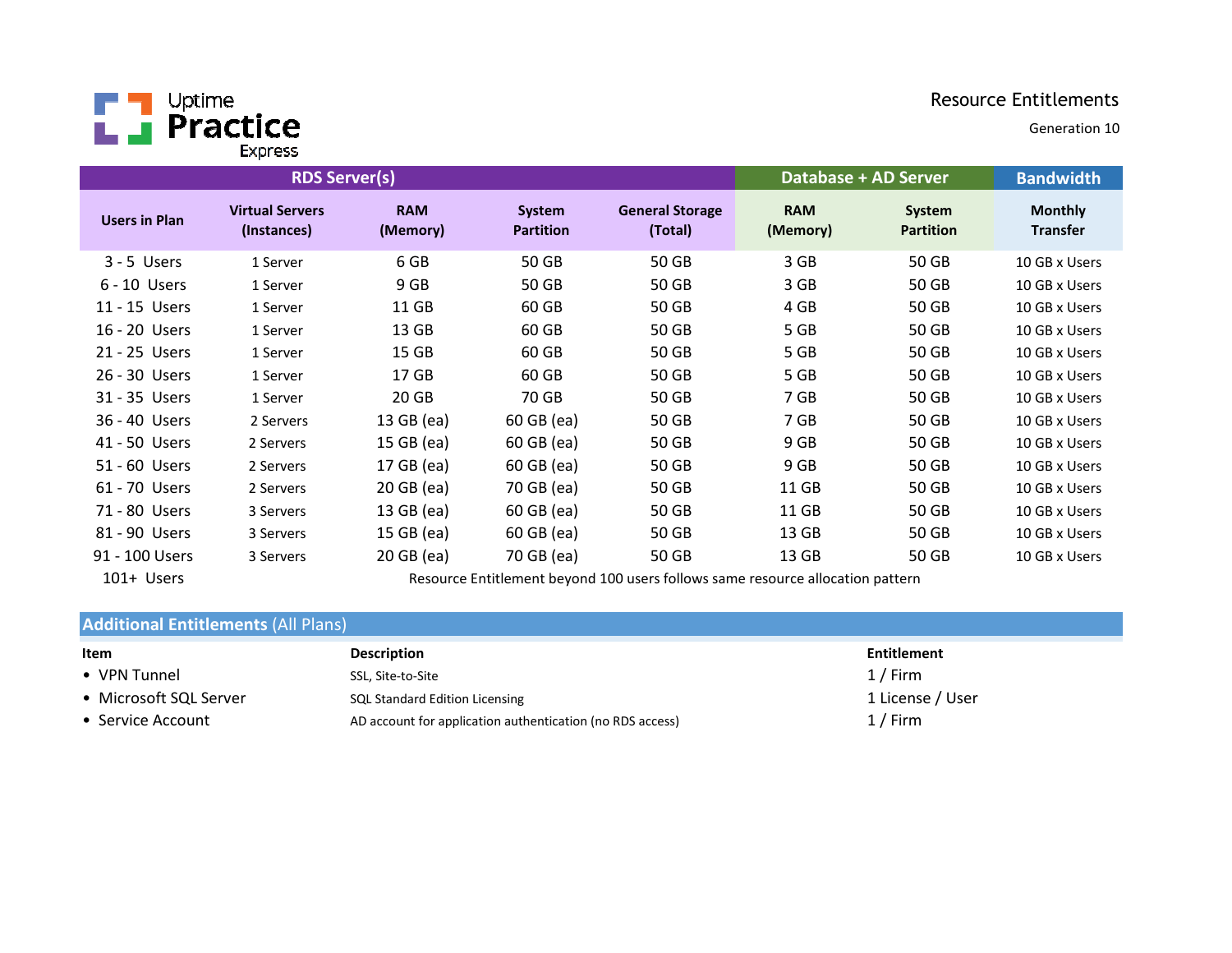Uptime **Practice** Express

# Resource Entitlements

Generation 10

| RDS Server(s) | | | | | Database + AD Server | | Bandwidth |
|---|---|---|---|---|---|---|---|
| **Users in Plan** | **Virtual Servers (Instances)** | **RAM (Memory)** | **System Partition** | **General Storage (Total)** | **RAM (Memory)** | **System Partition** | **Monthly Transfer** |
| 3 - 5 Users | 1 Server | 6 GB | 50 GB | 50 GB | 3 GB | 50 GB | 10 GB x Users |
| 6 - 10 Users | 1 Server | 9 GB | 50 GB | 50 GB | 3 GB | 50 GB | 10 GB x Users |
| 11 - 15 Users | 1 Server | 11 GB | 60 GB | 50 GB | 4 GB | 50 GB | 10 GB x Users |
| 16 - 20 Users | 1 Server | 13 GB | 60 GB | 50 GB | 5 GB | 50 GB | 10 GB x Users |
| 21 - 25 Users | 1 Server | 15 GB | 60 GB | 50 GB | 5 GB | 50 GB | 10 GB x Users |
| 26 - 30 Users | 1 Server | 17 GB | 60 GB | 50 GB | 5 GB | 50 GB | 10 GB x Users |
| 31 - 35 Users | 1 Server | 20 GB | 70 GB | 50 GB | 7 GB | 50 GB | 10 GB x Users |
| 36 - 40 Users | 2 Servers | 13 GB (ea) | 60 GB (ea) | 50 GB | 7 GB | 50 GB | 10 GB x Users |
| 41 - 50 Users | 2 Servers | 15 GB (ea) | 60 GB (ea) | 50 GB | 9 GB | 50 GB | 10 GB x Users |
| 51 - 60 Users | 2 Servers | 17 GB (ea) | 60 GB (ea) | 50 GB | 9 GB | 50 GB | 10 GB x Users |
| 61 - 70 Users | 2 Servers | 20 GB (ea) | 70 GB (ea) | 50 GB | 11 GB | 50 GB | 10 GB x Users |
| 71 - 80 Users | 3 Servers | 13 GB (ea) | 60 GB (ea) | 50 GB | 11 GB | 50 GB | 10 GB x Users |
| 81 - 90 Users | 3 Servers | 15 GB (ea) | 60 GB (ea) | 50 GB | 13 GB | 50 GB | 10 GB x Users |
| 91 - 100 Users | 3 Servers | 20 GB (ea) | 70 GB (ea) | 50 GB | 13 GB | 50 GB | 10 GB x Users |
| 101+ Users | Resource Entitlement beyond 100 users follows same resource allocation pattern | | | | | | |

## Additional Entitlements (All Plans)

| Item | Description | Entitlement |
|---|---|---|
| • VPN Tunnel | SSL, Site-to-Site | 1 / Firm |
| • Microsoft SQL Server | SQL Standard Edition Licensing | 1 License / User |
| • Service Account | AD account for application authentication (no RDS access) | 1 / Firm |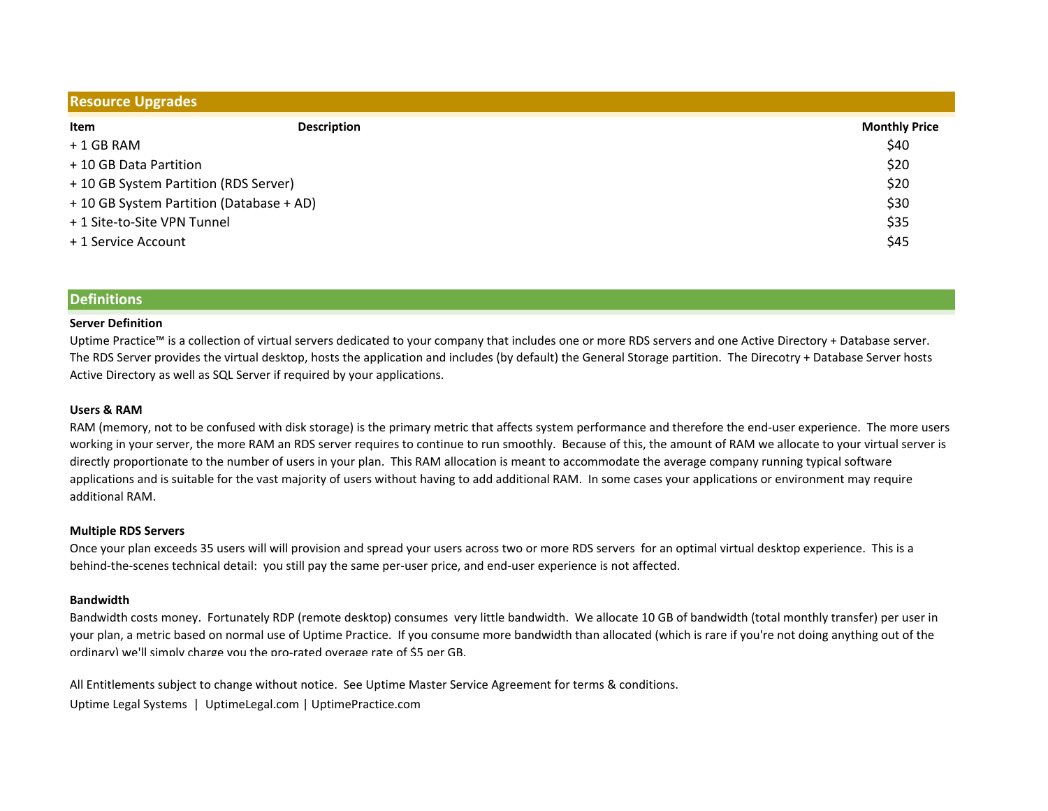## Resource Upgrades

| Item | Description | Monthly Price |
|---|---|---|
| + 1 GB RAM | | $40 |
| + 10 GB Data Partition | | $20 |
| + 10 GB System Partition (RDS Server) | | $20 |
| + 10 GB System Partition (Database + AD) | | $30 |
| + 1 Site-to-Site VPN Tunnel | | $35 |
| + 1 Service Account | | $45 |

## Definitions

**Server Definition**

Uptime Practice™ is a collection of virtual servers dedicated to your company that includes one or more RDS servers and one Active Directory + Database server. The RDS Server provides the virtual desktop, hosts the application and includes (by default) the General Storage partition. The Direcotry + Database Server hosts Active Directory as well as SQL Server if required by your applications.

**Users & RAM**

RAM (memory, not to be confused with disk storage) is the primary metric that affects system performance and therefore the end-user experience. The more users working in your server, the more RAM an RDS server requires to continue to run smoothly. Because of this, the amount of RAM we allocate to your virtual server is directly proportionate to the number of users in your plan. This RAM allocation is meant to accommodate the average company running typical software applications and is suitable for the vast majority of users without having to add additional RAM. In some cases your applications or environment may require additional RAM.

**Multiple RDS Servers**

Once your plan exceeds 35 users will will provision and spread your users across two or more RDS servers for an optimal virtual desktop experience. This is a behind-the-scenes technical detail: you still pay the same per-user price, and end-user experience is not affected.

**Bandwidth**

Bandwidth costs money. Fortunately RDP (remote desktop) consumes very little bandwidth. We allocate 10 GB of bandwidth (total monthly transfer) per user in your plan, a metric based on normal use of Uptime Practice. If you consume more bandwidth than allocated (which is rare if you're not doing anything out of the ordinary) we'll simply charge you the pro-rated overage rate of $5 per GB.

All Entitlements subject to change without notice. See Uptime Master Service Agreement for terms & conditions.

Uptime Legal Systems | UptimeLegal.com | UptimePractice.com